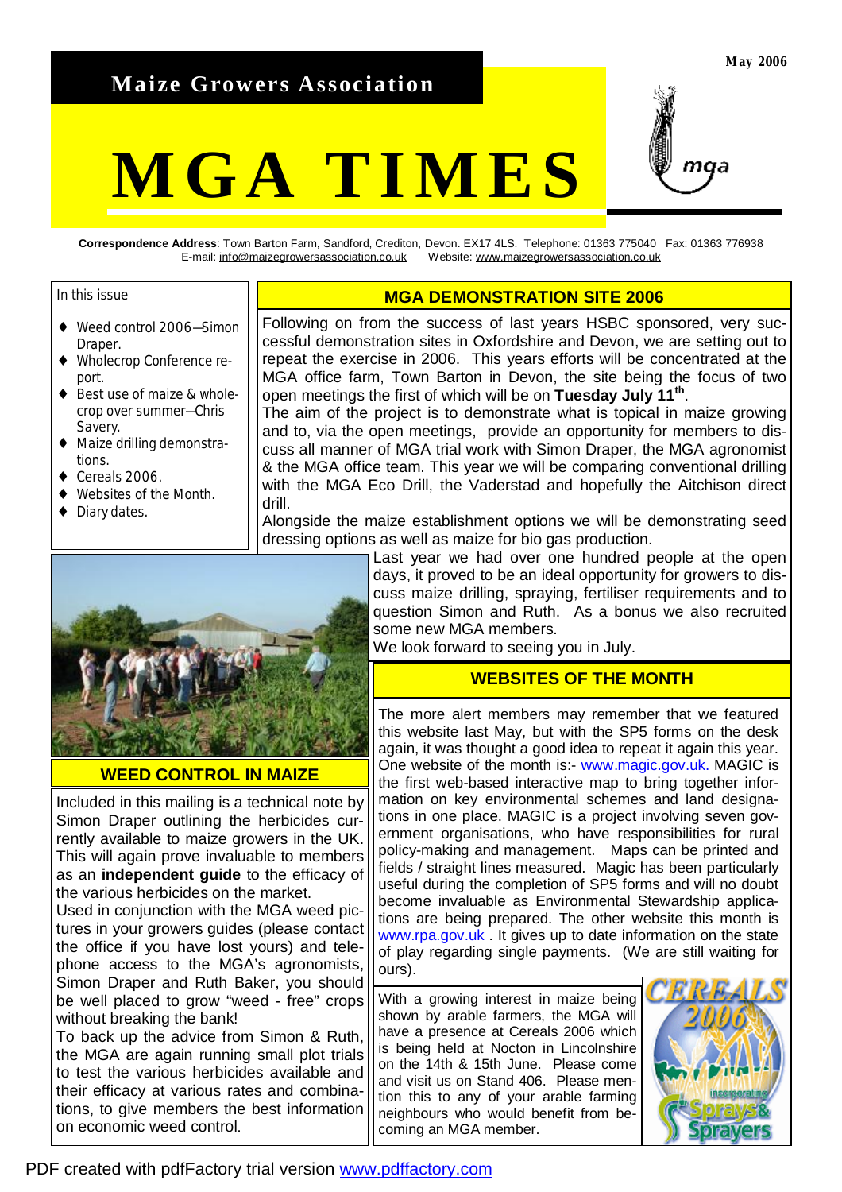**May 2006**

**Maize Growers Association**

# MGA TIMES

**Correspondence Address**: Town Barton Farm, Sandford, Crediton, Devon. EX17 4LS. Telephone: 01363 775040 Fax: 01363 776938
E-mail: info@maizegrowersassociation.co.uk Website: www.maizegrowersassociation.co.uk

In this issue

- Weed control 2006—Simon Draper.
- Wholecrop Conference report.
- Best use of maize & whole-crop over summer—Chris Savery.
- Maize drilling demonstrations.
- Cereals 2006.
- Websites of the Month.
- Diary dates.

## MGA DEMONSTRATION SITE 2006

Following on from the success of last years HSBC sponsored, very successful demonstration sites in Oxfordshire and Devon, we are setting out to repeat the exercise in 2006. This years efforts will be concentrated at the MGA office farm, Town Barton in Devon, the site being the focus of two open meetings the first of which will be on **Tuesday July 11th**.

The aim of the project is to demonstrate what is topical in maize growing and to, via the open meetings, provide an opportunity for members to discuss all manner of MGA trial work with Simon Draper, the MGA agronomist & the MGA office team. This year we will be comparing conventional drilling with the MGA Eco Drill, the Vaderstad and hopefully the Aitchison direct drill.

Alongside the maize establishment options we will be demonstrating seed dressing options as well as maize for bio gas production.

Last year we had over one hundred people at the open days, it proved to be an ideal opportunity for growers to discuss maize drilling, spraying, fertiliser requirements and to question Simon and Ruth. As a bonus we also recruited some new MGA members.

We look forward to seeing you in July.

## WEED CONTROL IN MAIZE

Included in this mailing is a technical note by Simon Draper outlining the herbicides currently available to maize growers in the UK. This will again prove invaluable to members as an **independent guide** to the efficacy of the various herbicides on the market.

Used in conjunction with the MGA weed pictures in your growers guides (please contact the office if you have lost yours) and telephone access to the MGA's agronomists, Simon Draper and Ruth Baker, you should be well placed to grow "weed - free" crops without breaking the bank!

To back up the advice from Simon & Ruth, the MGA are again running small plot trials to test the various herbicides available and their efficacy at various rates and combinations, to give members the best information on economic weed control.

## WEBSITES OF THE MONTH

The more alert members may remember that we featured this website last May, but with the SP5 forms on the desk again, it was thought a good idea to repeat it again this year. One website of the month is:- www.magic.gov.uk. MAGIC is the first web-based interactive map to bring together information on key environmental schemes and land designations in one place. MAGIC is a project involving seven government organisations, who have responsibilities for rural policy-making and management. Maps can be printed and fields / straight lines measured. Magic has been particularly useful during the completion of SP5 forms and will no doubt become invaluable as Environmental Stewardship applications are being prepared. The other website this month is www.rpa.gov.uk . It gives up to date information on the state of play regarding single payments. (We are still waiting for ours).

With a growing interest in maize being shown by arable farmers, the MGA will have a presence at Cereals 2006 which is being held at Nocton in Lincolnshire on the 14th & 15th June. Please come and visit us on Stand 406. Please mention this to any of your arable farming neighbours who would benefit from becoming an MGA member.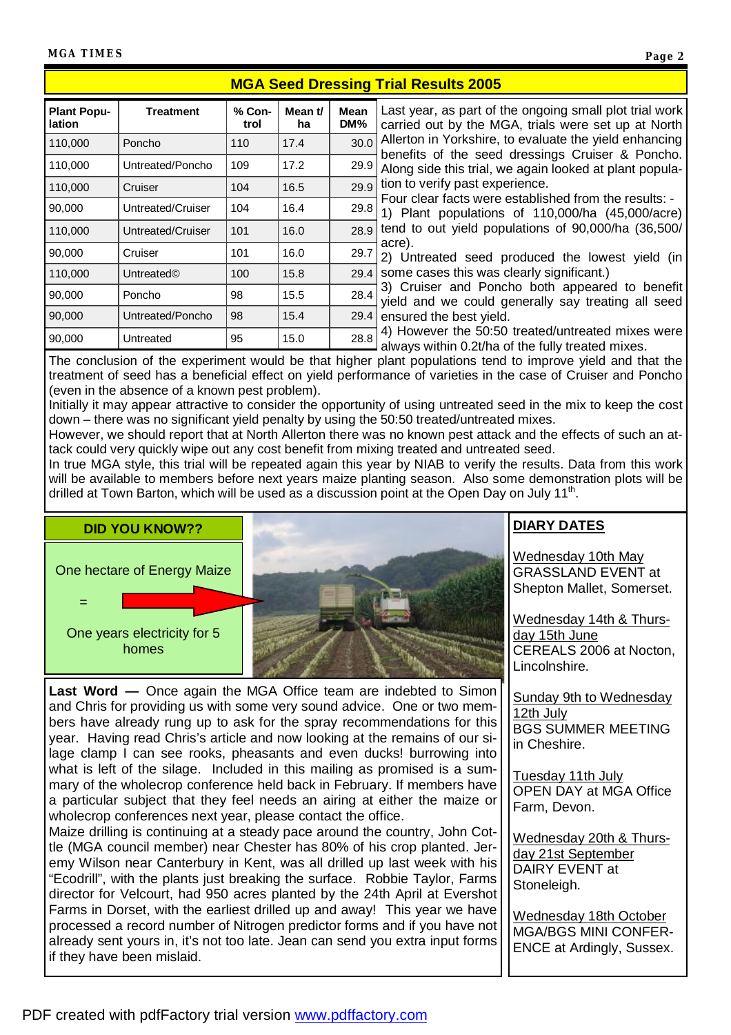## MGA Seed Dressing Trial Results 2005

| Plant Population | Treatment | % Control | Mean t/ha | Mean DM% |
|---|---|---|---|---|
| 110,000 | Poncho | 110 | 17.4 | 30.0 |
| 110,000 | Untreated/Poncho | 109 | 17.2 | 29.9 |
| 110,000 | Cruiser | 104 | 16.5 | 29.9 |
| 90,000 | Untreated/Cruiser | 104 | 16.4 | 29.8 |
| 110,000 | Untreated/Cruiser | 101 | 16.0 | 28.9 |
| 90,000 | Cruiser | 101 | 16.0 | 29.7 |
| 110,000 | Untreated© | 100 | 15.8 | 29.4 |
| 90,000 | Poncho | 98 | 15.5 | 28.4 |
| 90,000 | Untreated/Poncho | 98 | 15.4 | 29.4 |
| 90,000 | Untreated | 95 | 15.0 | 28.8 |

Last year, as part of the ongoing small plot trial work carried out by the MGA, trials were set up at North Allerton in Yorkshire, to evaluate the yield enhancing benefits of the seed dressings Cruiser & Poncho. Along side this trial, we again looked at plant population to verify past experience.

Four clear facts were established from the results: -

1) Plant populations of 110,000/ha (45,000/acre) tend to out yield populations of 90,000/ha (36,500/acre).
2) Untreated seed produced the lowest yield (in some cases this was clearly significant.)
3) Cruiser and Poncho both appeared to benefit yield and we could generally say treating all seed ensured the best yield.
4) However the 50:50 treated/untreated mixes were always within 0.2t/ha of the fully treated mixes.

The conclusion of the experiment would be that higher plant populations tend to improve yield and that the treatment of seed has a beneficial effect on yield performance of varieties in the case of Cruiser and Poncho (even in the absence of a known pest problem).

Initially it may appear attractive to consider the opportunity of using untreated seed in the mix to keep the cost down – there was no significant yield penalty by using the 50:50 treated/untreated mixes.

However, we should report that at North Allerton there was no known pest attack and the effects of such an attack could very quickly wipe out any cost benefit from mixing treated and untreated seed.

In true MGA style, this trial will be repeated again this year by NIAB to verify the results. Data from this work will be available to members before next years maize planting season. Also some demonstration plots will be drilled at Town Barton, which will be used as a discussion point at the Open Day on July 11th.

### DID YOU KNOW??

One hectare of Energy Maize

=

One years electricity for 5 homes

**Last Word —** Once again the MGA Office team are indebted to Simon and Chris for providing us with some very sound advice. One or two members have already rung up to ask for the spray recommendations for this year. Having read Chris's article and now looking at the remains of our silage clamp I can see rooks, pheasants and even ducks! burrowing into what is left of the silage. Included in this mailing as promised is a summary of the wholecrop conference held back in February. If members have a particular subject that they feel needs an airing at either the maize or wholecrop conferences next year, please contact the office.

Maize drilling is continuing at a steady pace around the country, John Cottle (MGA council member) near Chester has 80% of his crop planted. Jeremy Wilson near Canterbury in Kent, was all drilled up last week with his "Ecodrill", with the plants just breaking the surface. Robbie Taylor, Farms director for Velcourt, had 950 acres planted by the 24th April at Evershot Farms in Dorset, with the earliest drilled up and away! This year we have processed a record number of Nitrogen predictor forms and if you have not already sent yours in, it's not too late. Jean can send you extra input forms if they have been mislaid.

### DIARY DATES

Wednesday 10th May
GRASSLAND EVENT at Shepton Mallet, Somerset.

Wednesday 14th & Thursday 15th June
CEREALS 2006 at Nocton, Lincolnshire.

Sunday 9th to Wednesday 12th July
BGS SUMMER MEETING in Cheshire.

Tuesday 11th July
OPEN DAY at MGA Office Farm, Devon.

Wednesday 20th & Thursday 21st September
DAIRY EVENT at Stoneleigh.

Wednesday 18th October
MGA/BGS MINI CONFERENCE at Ardingly, Sussex.